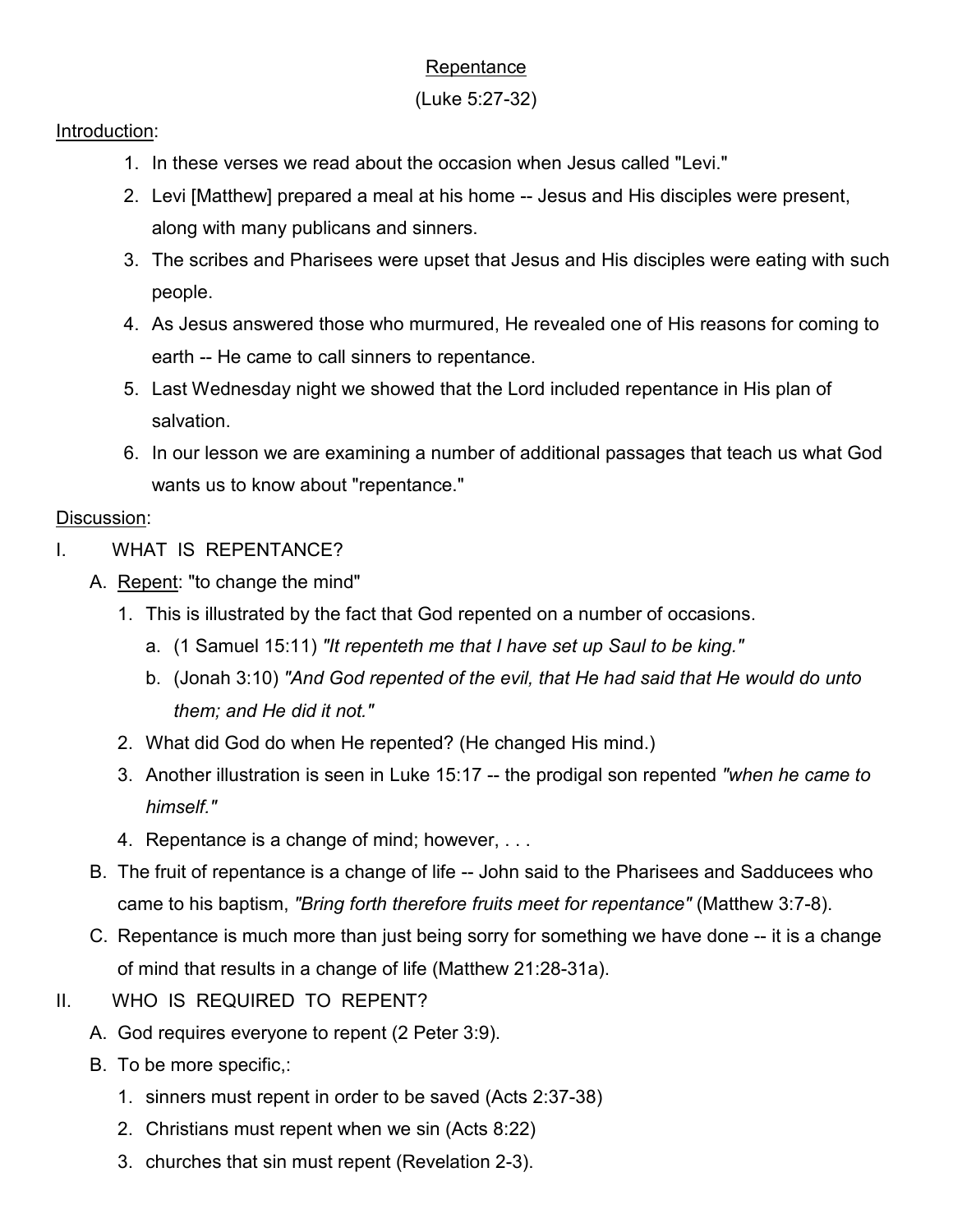# Repentance

(Luke 5:27-32)

Introduction:

1. In these verses we read about the occasion when Jesus called "Levi."
2. Levi [Matthew] prepared a meal at his home -- Jesus and His disciples were present, along with many publicans and sinners.
3. The scribes and Pharisees were upset that Jesus and His disciples were eating with such people.
4. As Jesus answered those who murmured, He revealed one of His reasons for coming to earth -- He came to call sinners to repentance.
5. Last Wednesday night we showed that the Lord included repentance in His plan of salvation.
6. In our lesson we are examining a number of additional passages that teach us what God wants us to know about "repentance."

Discussion:

I. WHAT IS REPENTANCE?

A. Repent: "to change the mind"

1. This is illustrated by the fact that God repented on a number of occasions.
   a. (1 Samuel 15:11) *"It repenteth me that I have set up Saul to be king."*
   b. (Jonah 3:10) *"And God repented of the evil, that He had said that He would do unto them; and He did it not."*
2. What did God do when He repented? (He changed His mind.)
3. Another illustration is seen in Luke 15:17 -- the prodigal son repented *"when he came to himself."*
4. Repentance is a change of mind; however, . . .

B. The fruit of repentance is a change of life -- John said to the Pharisees and Sadducees who came to his baptism, *"Bring forth therefore fruits meet for repentance"* (Matthew 3:7-8).

C. Repentance is much more than just being sorry for something we have done -- it is a change of mind that results in a change of life (Matthew 21:28-31a).

II. WHO IS REQUIRED TO REPENT?

A. God requires everyone to repent (2 Peter 3:9).

B. To be more specific,:

1. sinners must repent in order to be saved (Acts 2:37-38)
2. Christians must repent when we sin (Acts 8:22)
3. churches that sin must repent (Revelation 2-3).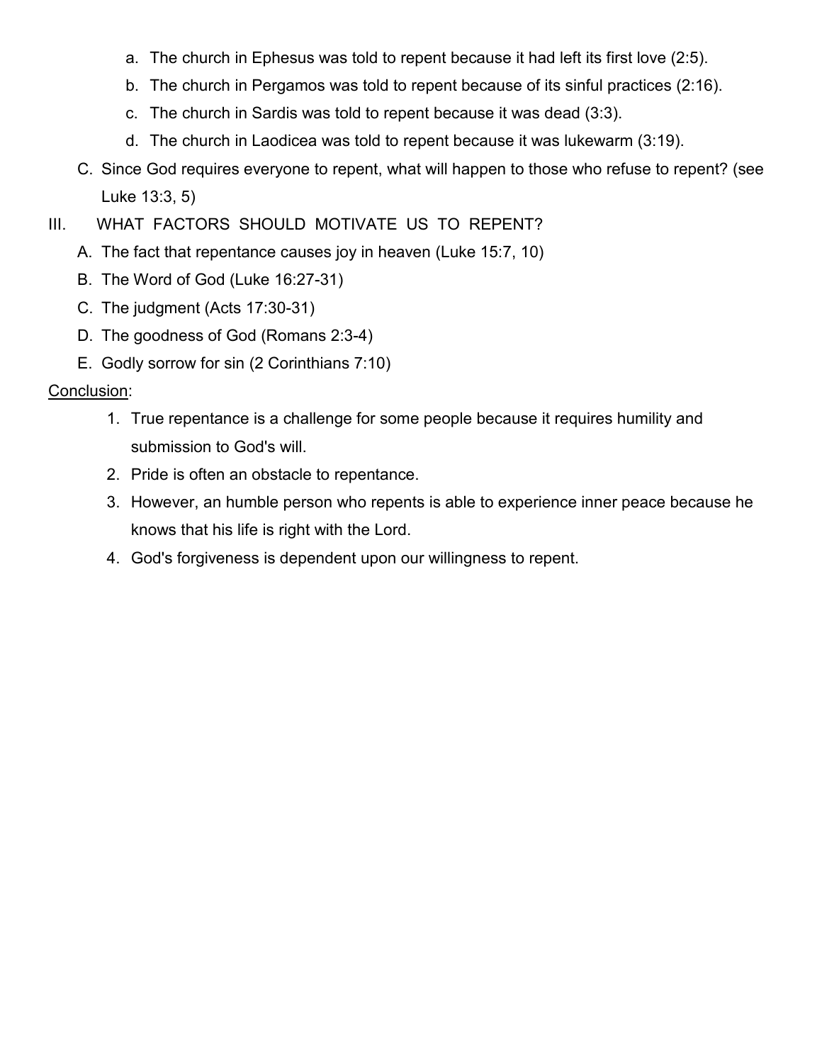a. The church in Ephesus was told to repent because it had left its first love (2:5).
b. The church in Pergamos was told to repent because of its sinful practices (2:16).
c. The church in Sardis was told to repent because it was dead (3:3).
d. The church in Laodicea was told to repent because it was lukewarm (3:19).

C. Since God requires everyone to repent, what will happen to those who refuse to repent? (see Luke 13:3, 5)

III. WHAT FACTORS SHOULD MOTIVATE US TO REPENT?

A. The fact that repentance causes joy in heaven (Luke 15:7, 10)
B. The Word of God (Luke 16:27-31)
C. The judgment (Acts 17:30-31)
D. The goodness of God (Romans 2:3-4)
E. Godly sorrow for sin (2 Corinthians 7:10)

Conclusion:

1. True repentance is a challenge for some people because it requires humility and submission to God's will.
2. Pride is often an obstacle to repentance.
3. However, an humble person who repents is able to experience inner peace because he knows that his life is right with the Lord.
4. God's forgiveness is dependent upon our willingness to repent.